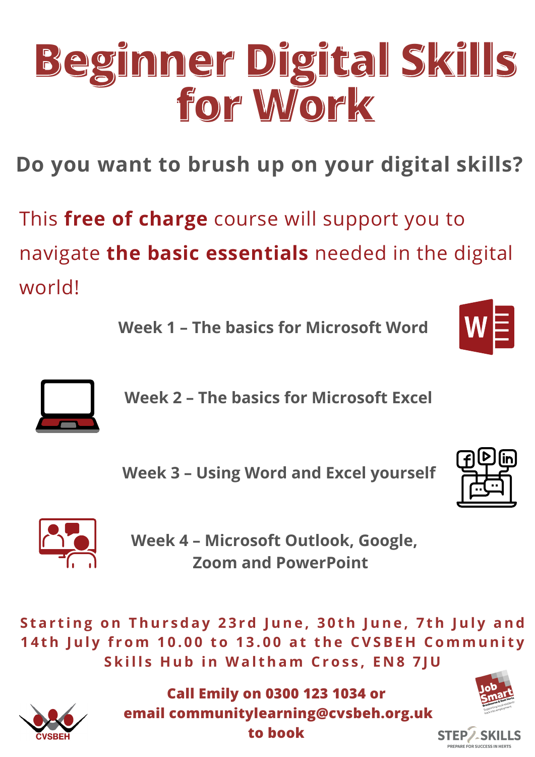# Beginner Digital Skills for Work

## Do you want to brush up on your digital skills?

This **free of charge** course will support you to navigate **the basic essentials** needed in the digital world!

**Week 1 – The basics for Microsoft Word**

**Week 2 – The basics for Microsoft Excel**

**Week 3 – Using Word and Excel yourself**

**Week 4 – Microsoft Outlook, Google, Zoom and PowerPoint**

**Starting on Thursday 23rd June, 30th June, 7th July and 14th July from 10.00 to 13.00 at the CVSBEH Community Skills Hub in Waltham Cross, EN8 7JU**

**Call Emily on 0300 123 1034 or email communitylearning@cvsbeh.org.uk to book**

CVSBEH

Job Smart

Broxbourne & East Herts

Supporting local residents back into employment

STEP 2 SKILLS

PREPARE FOR SUCCESS IN HERTS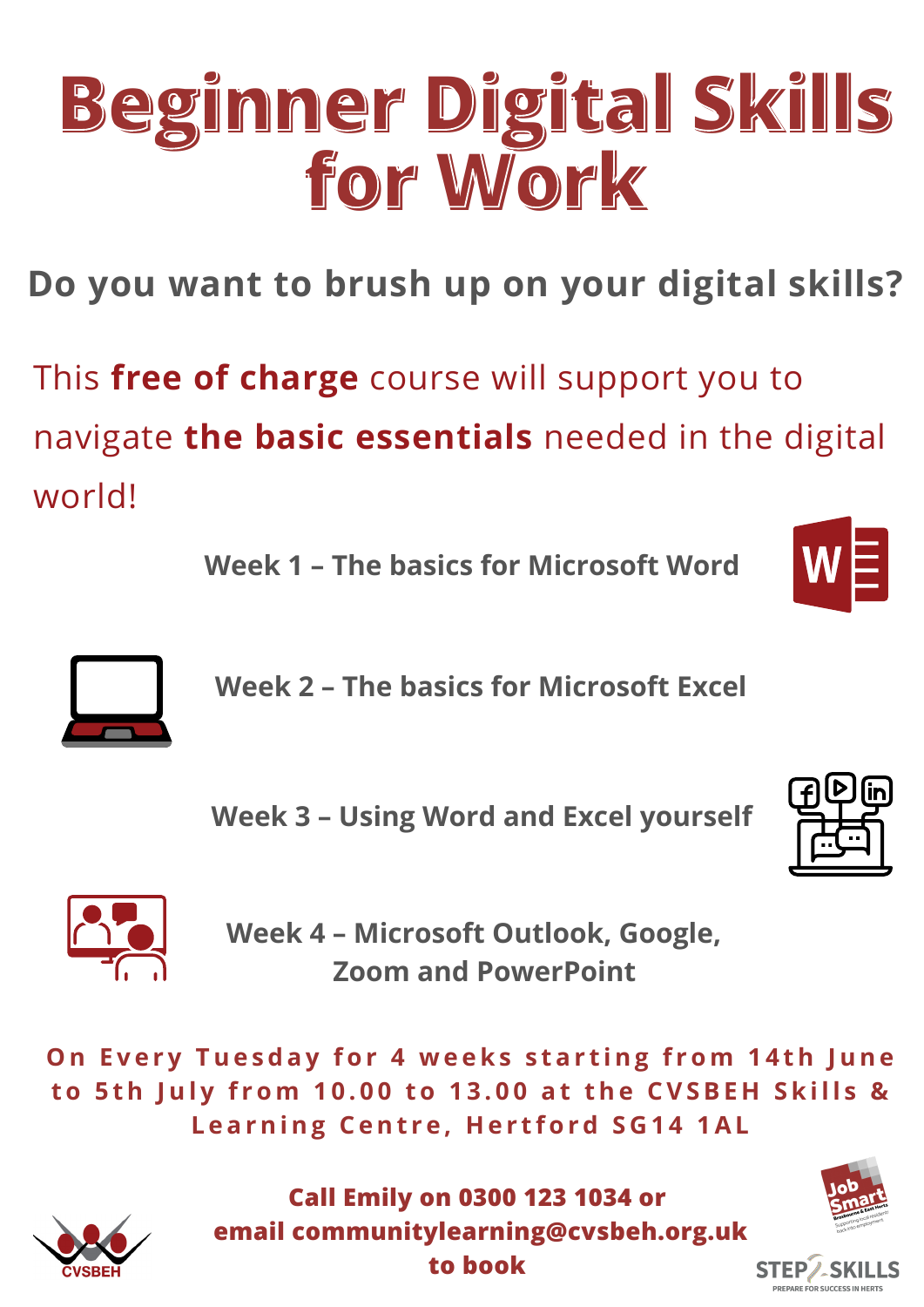# Beginner Digital Skills for Work

## Do you want to brush up on your digital skills?

This **free of charge** course will support you to navigate **the basic essentials** needed in the digital world!

**Week 1 – The basics for Microsoft Word**

**Week 2 – The basics for Microsoft Excel**

**Week 3 – Using Word and Excel yourself**

**Week 4 – Microsoft Outlook, Google, Zoom and PowerPoint**

**On Every Tuesday for 4 weeks starting from 14th June to 5th July from 10.00 to 13.00 at the CVSBEH Skills & Learning Centre, Hertford SG14 1AL**

**Call Emily on 0300 123 1034 or email communitylearning@cvsbeh.org.uk to book**

CVSBEH

Job Smart
Broxbourne & East Herts
Supporting local residents back into employment

STEP 2 SKILLS
PREPARE FOR SUCCESS IN HERTS